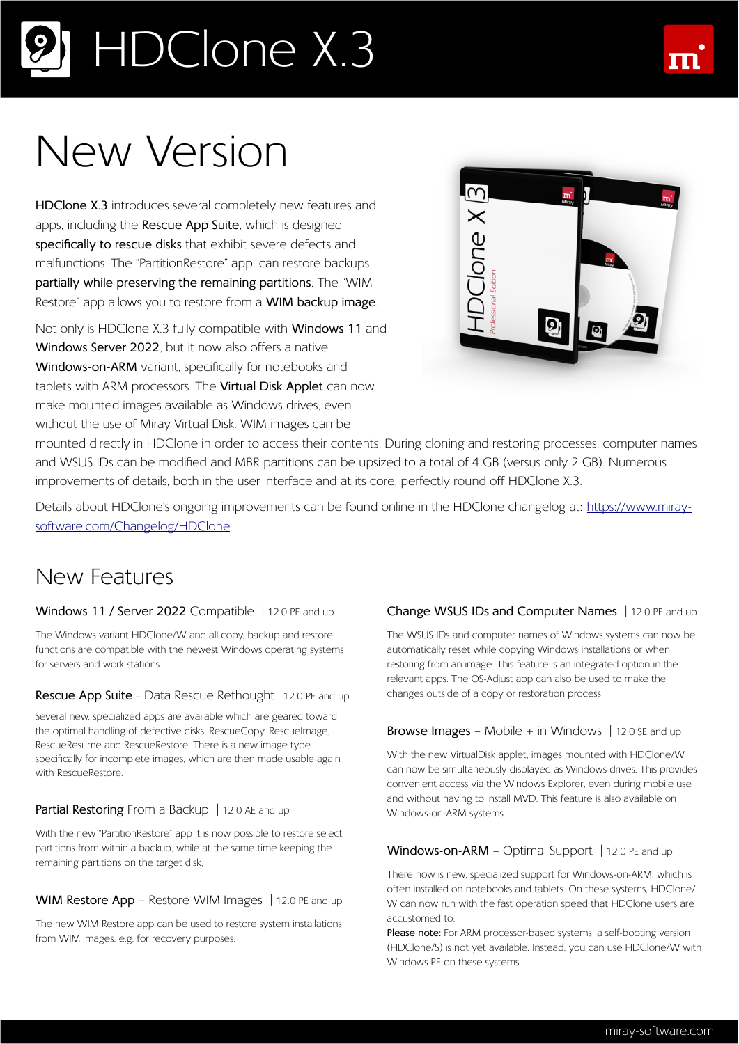# HDClone X.3

## New Version

HDClone X.3 introduces several completely new features and apps, including the Rescue App Suite, which is designed specifically to rescue disks that exhibit severe defects and malfunctions. The "PartitionRestore" app, can restore backups partially while preserving the remaining partitions. The "WIM Restore" app allows you to restore from a WIM backup image.

Not only is HDClone X.3 fully compatible with Windows 11 and Windows Server 2022, but it now also offers a native Windows-on-ARM variant, specifically for notebooks and tablets with ARM processors. The Virtual Disk Applet can now make mounted images available as Windows drives, even without the use of Miray Virtual Disk. WIM images can be mounted directly in HDClone in order to access their contents. During cloning and restoring processes, computer names and WSUS IDs can be modified and MBR partitions can be upsized to a total of 4 GB (versus only 2 GB). Numerous improvements of details, both in the user interface and at its core, perfectly round off HDClone X.3.

Details about HDClone's ongoing improvements can be found online in the HDClone changelog at: [https://www.miray-software.com/Changelog/HDClone](https://www.miray-software.com/Changelog/HDClone)

## New Features

### Windows 11 / Server 2022 Compatible | 12.0 PE and up

The Windows variant HDClone/W and all copy, backup and restore functions are compatible with the newest Windows operating systems for servers and work stations.

### Rescue App Suite – Data Rescue Rethought | 12.0 PE and up

Several new, specialized apps are available which are geared toward the optimal handling of defective disks: RescueCopy, RescueImage, RescueResume and RescueRestore. There is a new image type specifically for incomplete images, which are then made usable again with RescueRestore.

### Partial Restoring From a Backup | 12.0 AE and up

With the new "PartitionRestore" app it is now possible to restore select partitions from within a backup, while at the same time keeping the remaining partitions on the target disk.

### WIM Restore App – Restore WIM Images | 12.0 PE and up

The new WIM Restore app can be used to restore system installations from WIM images, e.g. for recovery purposes.

### Change WSUS IDs and Computer Names | 12.0 PE and up

The WSUS IDs and computer names of Windows systems can now be automatically reset while copying Windows installations or when restoring from an image. This feature is an integrated option in the relevant apps. The OS-Adjust app can also be used to make the changes outside of a copy or restoration process.

### Browse Images – Mobile + in Windows | 12.0 SE and up

With the new VirtualDisk applet, images mounted with HDClone/W can now be simultaneously displayed as Windows drives. This provides convenient access via the Windows Explorer, even during mobile use and without having to install MVD. This feature is also available on Windows-on-ARM systems.

### Windows-on-ARM – Optimal Support | 12.0 PE and up

There now is new, specialized support for Windows-on-ARM, which is often installed on notebooks and tablets. On these systems, HDClone/W can now run with the fast operation speed that HDClone users are accustomed to.

**Please note:** For ARM processor-based systems, a self-booting version (HDClone/S) is not yet available. Instead, you can use HDClone/W with Windows PE on these systems..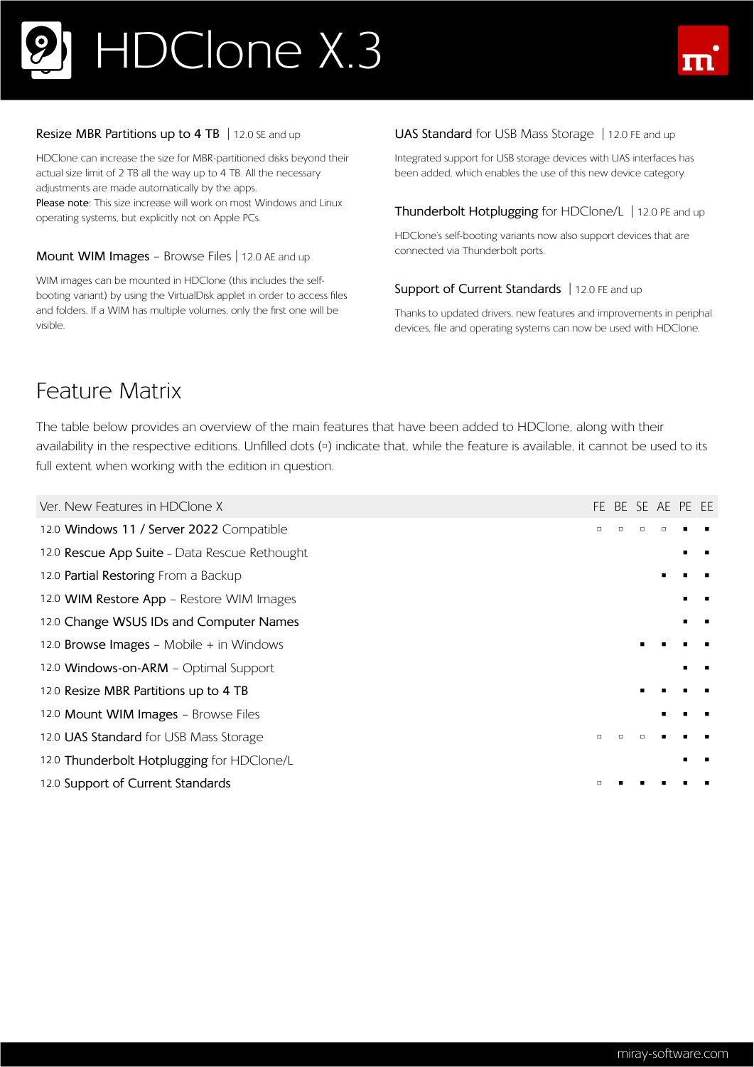### Resize MBR Partitions up to 4 TB | 12.0 SE and up

HDClone can increase the size for MBR-partitioned disks beyond their actual size limit of 2 TB all the way up to 4 TB. All the necessary adjustments are made automatically by the apps.
Please note: This size increase will work on most Windows and Linux operating systems, but explicitly not on Apple PCs.

### Mount WIM Images – Browse Files | 12.0 AE and up

WIM images can be mounted in HDClone (this includes the self-booting variant) by using the VirtualDisk applet in order to access files and folders. If a WIM has multiple volumes, only the first one will be visible.

### UAS Standard for USB Mass Storage | 12.0 FE and up

Integrated support for USB storage devices with UAS interfaces has been added, which enables the use of this new device category.

### Thunderbolt Hotplugging for HDClone/L | 12.0 PE and up

HDClone's self-booting variants now also support devices that are connected via Thunderbolt ports.

### Support of Current Standards | 12.0 FE and up

Thanks to updated drivers, new features and improvements in periphal devices, file and operating systems can now be used with HDClone.

## Feature Matrix

The table below provides an overview of the main features that have been added to HDClone, along with their availability in the respective editions. Unfilled dots (▫) indicate that, while the feature is available, it cannot be used to its full extent when working with the edition in question.

| Ver. | New Features in HDClone X | FE | BE | SE | AE | PE | EE |
|---|---|---|---|---|---|---|---|
| 12.0 | Windows 11 / Server 2022 Compatible | ▫ | ▫ | ▫ | ▫ | ▪ | ▪ |
| 12.0 | Rescue App Suite - Data Rescue Rethought | | | | | ▪ | ▪ |
| 12.0 | Partial Restoring From a Backup | | | | ▪ | ▪ | ▪ |
| 12.0 | WIM Restore App – Restore WIM Images | | | | | ▪ | ▪ |
| 12.0 | Change WSUS IDs and Computer Names | | | | | ▪ | ▪ |
| 12.0 | Browse Images – Mobile + in Windows | | | ▪ | ▪ | ▪ | ▪ |
| 12.0 | Windows-on-ARM – Optimal Support | | | | | ▪ | ▪ |
| 12.0 | Resize MBR Partitions up to 4 TB | | | ▪ | ▪ | ▪ | ▪ |
| 12.0 | Mount WIM Images – Browse Files | | | | ▪ | ▪ | ▪ |
| 12.0 | UAS Standard for USB Mass Storage | ▫ | ▫ | ▫ | ▪ | ▪ | ▪ |
| 12.0 | Thunderbolt Hotplugging for HDClone/L | | | | | ▪ | ▪ |
| 12.0 | Support of Current Standards | ▫ | ▪ | ▪ | ▪ | ▪ | ▪ |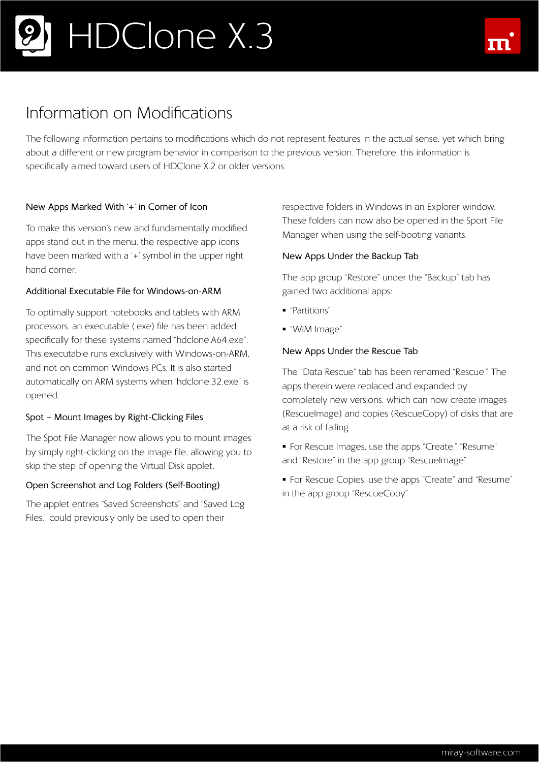# HDClone X.3

## Information on Modifications

The following information pertains to modifications which do not represent features in the actual sense, yet which bring about a different or new program behavior in comparison to the previous version. Therefore, this information is specifically aimed toward users of HDClone X.2 or older versions.

### New Apps Marked With '+' in Corner of Icon

To make this version's new and fundamentally modified apps stand out in the menu, the respective app icons have been marked with a '+' symbol in the upper right hand corner.

### Additional Executable File for Windows-on-ARM

To optimally support notebooks and tablets with ARM processors, an executable (.exe) file has been added specifically for these systems named "hdclone.A64.exe". This executable runs exclusively with Windows-on-ARM, and not on common Windows PCs. It is also started automatically on ARM systems when 'hdclone.32.exe" is opened.

### Spot – Mount Images by Right-Clicking Files

The Spot File Manager now allows you to mount images by simply right-clicking on the image file, allowing you to skip the step of opening the Virtual Disk applet.

### Open Screenshot and Log Folders (Self-Booting)

The applet entries "Saved Screenshots" and "Saved Log Files," could previously only be used to open their respective folders in Windows in an Explorer window. These folders can now also be opened in the Sport File Manager when using the self-booting variants.

### New Apps Under the Backup Tab

The app group "Restore" under the "Backup" tab has gained two additional apps:

- "Partitions"
- "WIM Image"

### New Apps Under the Rescue Tab

The "Data Rescue" tab has been renamed "Rescue." The apps therein were replaced and expanded by completely new versions, which can now create images (RescueImage) and copies (RescueCopy) of disks that are at a risk of failing.

- For Rescue Images, use the apps "Create," "Resume" and "Restore" in the app group "RescueImage"
- For Rescue Copies, use the apps "Create" and "Resume" in the app group "RescueCopy"